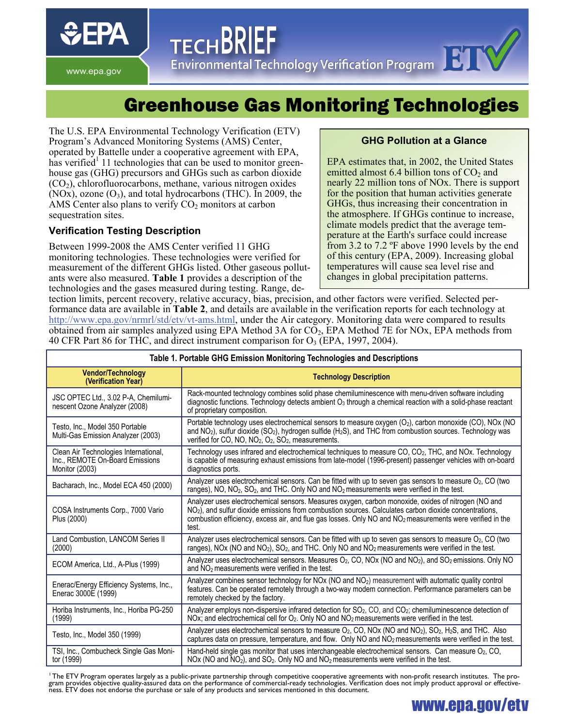# TECHBRIEF

Environmental Technology Verification Program

# Greenhouse Gas Monitoring Technologies

The U.S. EPA Environmental Technology Verification (ETV) Program's Advanced Monitoring Systems (AMS) Center, operated by Battelle under a cooperative agreement with EPA, has verified[1] 11 technologies that can be used to monitor greenhouse gas (GHG) precursors and GHGs such as carbon dioxide ($CO_2$), chlorofluorocarbons, methane, various nitrogen oxides (NOx), ozone ($O_3$), and total hydrocarbons (THC). In 2009, the AMS Center also plans to verify $CO_2$ monitors at carbon sequestration sites.

### GHG Pollution at a Glance

EPA estimates that, in 2002, the United States emitted almost 6.4 billion tons of $CO_2$ and nearly 22 million tons of NOx. There is support for the position that human activities generate GHGs, thus increasing their concentration in the atmosphere. If GHGs continue to increase, climate models predict that the average temperature at the Earth's surface could increase from 3.2 to 7.2 ºF above 1990 levels by the end of this century (EPA, 2009). Increasing global temperatures will cause sea level rise and changes in global precipitation patterns.

## Verification Testing Description

Between 1999-2008 the AMS Center verified 11 GHG monitoring technologies. These technologies were verified for measurement of the different GHGs listed. Other gaseous pollutants were also measured. **Table 1** provides a description of the technologies and the gases measured during testing. Range, detection limits, percent recovery, relative accuracy, bias, precision, and other factors were verified. Selected performance data are available in **Table 2**, and details are available in the verification reports for each technology at http://www.epa.gov/nrmrl/std/etv/vt-ams.html, under the Air category. Monitoring data were compared to results obtained from air samples analyzed using EPA Method 3A for $CO_2$, EPA Method 7E for NOx, EPA methods from 40 CFR Part 86 for THC, and direct instrument comparison for $O_3$ (EPA, 1997, 2004).

**Table 1. Portable GHG Emission Monitoring Technologies and Descriptions**

| Vendor/Technology (Verification Year) | Technology Description |
|---|---|
| JSC OPTEC Ltd., 3.02 P-A, Chemiluminescent Ozone Analyzer (2008) | Rack-mounted technology combines solid phase chemiluminescence with menu-driven software including diagnostic functions. Technology detects ambient $O_3$ through a chemical reaction with a solid-phase reactant of proprietary composition. |
| Testo, Inc., Model 350 Portable Multi-Gas Emission Analyzer (2003) | Portable technology uses electrochemical sensors to measure oxygen ($O_2$), carbon monoxide (CO), NOx (NO and $NO_2$), sulfur dioxide ($SO_2$), hydrogen sulfide ($H_2S$), and THC from combustion sources. Technology was verified for CO, NO, $NO_2$, $O_2$, $SO_2$, measurements. |
| Clean Air Technologies International, Inc., REMOTE On-Board Emissions Monitor (2003) | Technology uses infrared and electrochemical techniques to measure CO, $CO_2$, THC, and NOx. Technology is capable of measuring exhaust emissions from late-model (1996-present) passenger vehicles with on-board diagnostics ports. |
| Bacharach, Inc., Model ECA 450 (2000) | Analyzer uses electrochemical sensors. Can be fitted with up to seven gas sensors to measure $O_2$, CO (two ranges), NO, $NO_2$, $SO_2$, and THC. Only NO and $NO_2$ measurements were verified in the test. |
| COSA Instruments Corp., 7000 Vario Plus (2000) | Analyzer uses electrochemical sensors. Measures oxygen, carbon monoxide, oxides of nitrogen (NO and $NO_2$), and sulfur dioxide emissions from combustion sources. Calculates carbon dioxide concentrations, combustion efficiency, excess air, and flue gas losses. Only NO and $NO_2$ measurements were verified in the test. |
| Land Combustion, LANCOM Series II (2000) | Analyzer uses electrochemical sensors. Can be fitted with up to seven gas sensors to measure $O_2$, CO (two ranges), NOx (NO and $NO_2$), $SO_2$, and THC. Only NO and $NO_2$ measurements were verified in the test. |
| ECOM America, Ltd., A-Plus (1999) | Analyzer uses electrochemical sensors. Measures $O_2$, CO, NOx (NO and $NO_2$), and $SO_2$ emissions. Only NO and $NO_2$ measurements were verified in the test. |
| Enerac/Energy Efficiency Systems, Inc., Enerac 3000E (1999) | Analyzer combines sensor technology for NOx (NO and $NO_2$) measurement with automatic quality control features. Can be operated remotely through a two-way modem connection. Performance parameters can be remotely checked by the factory. |
| Horiba Instruments, Inc., Horiba PG-250 (1999) | Analyzer employs non-dispersive infrared detection for $SO_2$, CO, and $CO_2$; chemiluminescence detection of NOx; and electrochemical cell for $O_2$. Only NO and $NO_2$ measurements were verified in the test. |
| Testo, Inc., Model 350 (1999) | Analyzer uses electrochemical sensors to measure $O_2$, CO, NOx (NO and $NO_2$), $SO_2$, $H_2S$, and THC. Also captures data on pressure, temperature, and flow. Only NO and $NO_2$ measurements were verified in the test. |
| TSI, Inc., Combucheck Single Gas Monitor (1999) | Hand-held single gas monitor that uses interchangeable electrochemical sensors. Can measure $O_2$, CO, NOx (NO and $NO_2$), and $SO_2$. Only NO and $NO_2$ measurements were verified in the test. |

[1] The ETV Program operates largely as a public-private partnership through competitive cooperative agreements with non-profit research institutes. The program provides objective quality-assured data on the performance of commercial-ready technologies. Verification does not imply product approval or effectiveness. ETV does not endorse the purchase or sale of any products and services mentioned in this document.

www.epa.gov/etv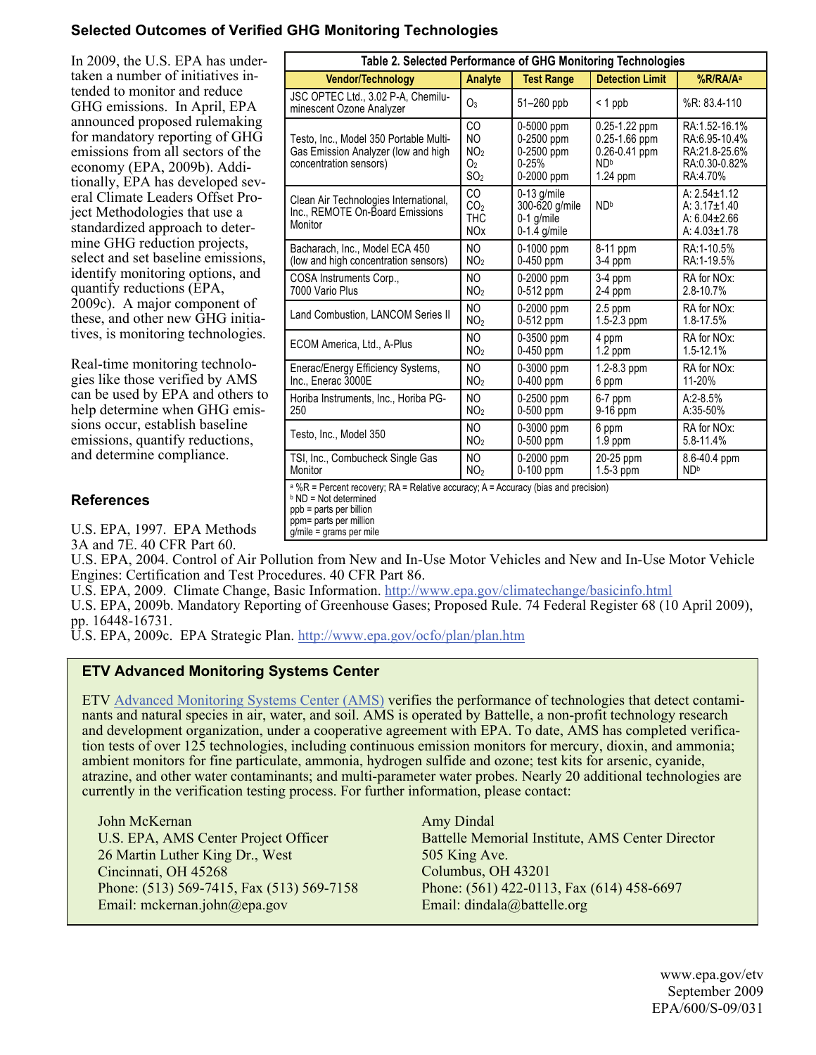## Selected Outcomes of Verified GHG Monitoring Technologies

In 2009, the U.S. EPA has undertaken a number of initiatives intended to monitor and reduce GHG emissions. In April, EPA announced proposed rulemaking for mandatory reporting of GHG emissions from all sectors of the economy (EPA, 2009b). Additionally, EPA has developed several Climate Leaders Offset Project Methodologies that use a standardized approach to determine GHG reduction projects, select and set baseline emissions, identify monitoring options, and quantify reductions (EPA, 2009c). A major component of these, and other new GHG initiatives, is monitoring technologies.

Real-time monitoring technologies like those verified by AMS can be used by EPA and others to help determine when GHG emissions occur, establish baseline emissions, quantify reductions, and determine compliance.

**Table 2. Selected Performance of GHG Monitoring Technologies**

| Vendor/Technology | Analyte | Test Range | Detection Limit | %R/RA/A[a] |
|---|---|---|---|---|
| JSC OPTEC Ltd., 3.02 P-A, Chemiluminescent Ozone Analyzer | $O_3$ | 51–260 ppb | < 1 ppb | %R: 83.4-110 |
| Testo, Inc., Model 350 Portable Multi-Gas Emission Analyzer (low and high concentration sensors) | CO<br>NO<br>$NO_2$<br>$O_2$<br>$SO_2$ | 0-5000 ppm<br>0-2500 ppm<br>0-2500 ppm<br>0-25%<br>0-2000 ppm | 0.25-1.22 ppm<br>0.25-1.66 ppm<br>0.26-0.41 ppm<br>ND[b]<br>1.24 ppm | RA:1.52-16.1%<br>RA:6.95-10.4%<br>RA:21.8-25.6%<br>RA:0.30-0.82%<br>RA:4.70% |
| Clean Air Technologies International, Inc., REMOTE On-Board Emissions Monitor | CO<br>$CO_2$<br>THC<br>NOx | 0-13 g/mile<br>300-620 g/mile<br>0-1 g/mile<br>0-1.4 g/mile | ND[b] | A: 2.54±1.12<br>A: 3.17±1.40<br>A: 6.04±2.66<br>A: 4.03±1.78 |
| Bacharach, Inc., Model ECA 450 (low and high concentration sensors) | NO<br>$NO_2$ | 0-1000 ppm<br>0-450 ppm | 8-11 ppm<br>3-4 ppm | RA:1-10.5%<br>RA:1-19.5% |
| COSA Instruments Corp., 7000 Vario Plus | NO<br>$NO_2$ | 0-2000 ppm<br>0-512 ppm | 3-4 ppm<br>2-4 ppm | RA for NOx:<br>2.8-10.7% |
| Land Combustion, LANCOM Series II | NO<br>$NO_2$ | 0-2000 ppm<br>0-512 ppm | 2.5 ppm<br>1.5-2.3 ppm | RA for NOx:<br>1.8-17.5% |
| ECOM America, Ltd., A-Plus | NO<br>$NO_2$ | 0-3500 ppm<br>0-450 ppm | 4 ppm<br>1.2 ppm | RA for NOx:<br>1.5-12.1% |
| Enerac/Energy Efficiency Systems, Inc., Enerac 3000E | NO<br>$NO_2$ | 0-3000 ppm<br>0-400 ppm | 1.2-8.3 ppm<br>6 ppm | RA for NOx:<br>11-20% |
| Horiba Instruments, Inc., Horiba PG-250 | NO<br>$NO_2$ | 0-2500 ppm<br>0-500 ppm | 6-7 ppm<br>9-16 ppm | A:2-8.5%<br>A:35-50% |
| Testo, Inc., Model 350 | NO<br>$NO_2$ | 0-3000 ppm<br>0-500 ppm | 6 ppm<br>1.9 ppm | RA for NOx:<br>5.8-11.4% |
| TSI, Inc., Combucheck Single Gas Monitor | NO<br>$NO_2$ | 0-2000 ppm<br>0-100 ppm | 20-25 ppm<br>1.5-3 ppm | 8.6-40.4 ppm<br>ND[b] |

[a] %R = Percent recovery; RA = Relative accuracy; A = Accuracy (bias and precision)
[b] ND = Not determined
ppb = parts per billion
ppm= parts per million
g/mile = grams per mile

## References

U.S. EPA, 1997. EPA Methods 3A and 7E. 40 CFR Part 60.

U.S. EPA, 2004. Control of Air Pollution from New and In-Use Motor Vehicles and New and In-Use Motor Vehicle Engines: Certification and Test Procedures. 40 CFR Part 86.

U.S. EPA, 2009. Climate Change, Basic Information. http://www.epa.gov/climatechange/basicinfo.html

U.S. EPA, 2009b. Mandatory Reporting of Greenhouse Gases; Proposed Rule. 74 Federal Register 68 (10 April 2009), pp. 16448-16731.

U.S. EPA, 2009c. EPA Strategic Plan. http://www.epa.gov/ocfo/plan/plan.htm

## ETV Advanced Monitoring Systems Center

ETV Advanced Monitoring Systems Center (AMS) verifies the performance of technologies that detect contaminants and natural species in air, water, and soil. AMS is operated by Battelle, a non-profit technology research and development organization, under a cooperative agreement with EPA. To date, AMS has completed verification tests of over 125 technologies, including continuous emission monitors for mercury, dioxin, and ammonia; ambient monitors for fine particulate, ammonia, hydrogen sulfide and ozone; test kits for arsenic, cyanide, atrazine, and other water contaminants; and multi-parameter water probes. Nearly 20 additional technologies are currently in the verification testing process. For further information, please contact:

John McKernan
U.S. EPA, AMS Center Project Officer
26 Martin Luther King Dr., West
Cincinnati, OH 45268
Phone: (513) 569-7415, Fax (513) 569-7158
Email: mckernan.john@epa.gov

Amy Dindal
Battelle Memorial Institute, AMS Center Director
505 King Ave.
Columbus, OH 43201
Phone: (561) 422-0113, Fax (614) 458-6697
Email: dindala@battelle.org

www.epa.gov/etv
September 2009
EPA/600/S-09/031